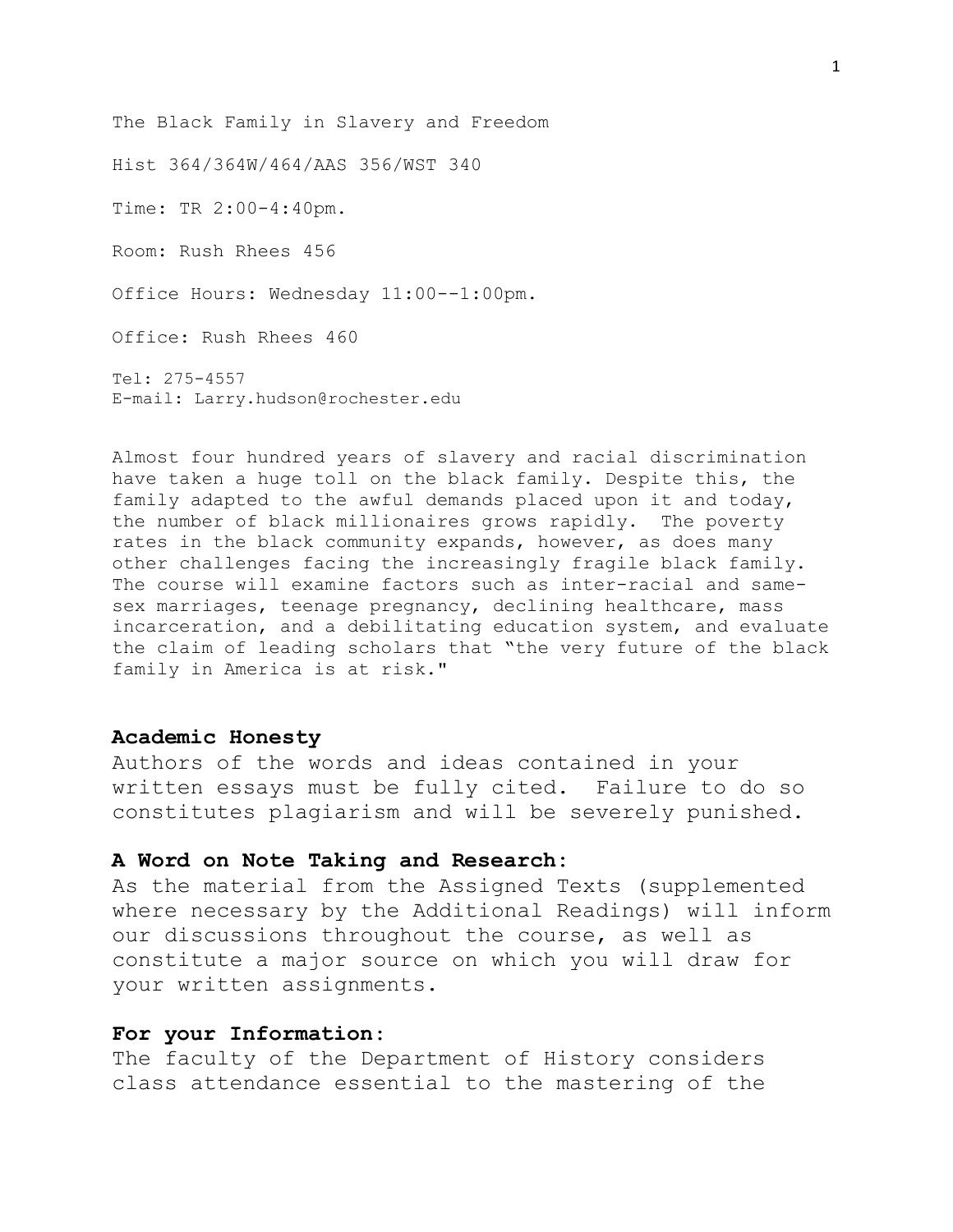The Black Family in Slavery and Freedom

Hist 364/364W/464/AAS 356/WST 340

Time: TR 2:00-4:40pm.

Room: Rush Rhees 456

Office Hours: Wednesday 11:00--1:00pm.

Office: Rush Rhees 460

Tel: 275-4557
E-mail: Larry.hudson@rochester.edu

Almost four hundred years of slavery and racial discrimination have taken a huge toll on the black family. Despite this, the family adapted to the awful demands placed upon it and today, the number of black millionaires grows rapidly. The poverty rates in the black community expands, however, as does many other challenges facing the increasingly fragile black family. The course will examine factors such as inter-racial and same-sex marriages, teenage pregnancy, declining healthcare, mass incarceration, and a debilitating education system, and evaluate the claim of leading scholars that "the very future of the black family in America is at risk."

**Academic Honesty**
Authors of the words and ideas contained in your written essays must be fully cited. Failure to do so constitutes plagiarism and will be severely punished.

**A Word on Note Taking and Research:**
As the material from the Assigned Texts (supplemented where necessary by the Additional Readings) will inform our discussions throughout the course, as well as constitute a major source on which you will draw for your written assignments.

**For your Information:**
The faculty of the Department of History considers class attendance essential to the mastering of the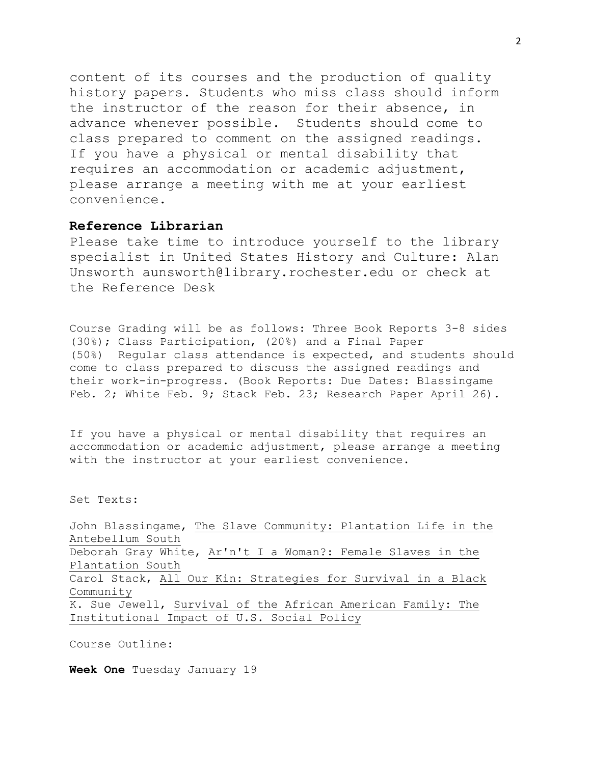content of its courses and the production of quality history papers. Students who miss class should inform the instructor of the reason for their absence, in advance whenever possible. Students should come to class prepared to comment on the assigned readings. If you have a physical or mental disability that requires an accommodation or academic adjustment, please arrange a meeting with me at your earliest convenience.

**Reference Librarian**

Please take time to introduce yourself to the library specialist in United States History and Culture: Alan Unsworth aunsworth@library.rochester.edu or check at the Reference Desk

Course Grading will be as follows: Three Book Reports 3-8 sides (30%); Class Participation, (20%) and a Final Paper (50%) Regular class attendance is expected, and students should come to class prepared to discuss the assigned readings and their work-in-progress. (Book Reports: Due Dates: Blassingame Feb. 2; White Feb. 9; Stack Feb. 23; Research Paper April 26).

If you have a physical or mental disability that requires an accommodation or academic adjustment, please arrange a meeting with the instructor at your earliest convenience.

Set Texts:

John Blassingame, The Slave Community: Plantation Life in the Antebellum South
Deborah Gray White, Ar'n't I a Woman?: Female Slaves in the Plantation South
Carol Stack, All Our Kin: Strategies for Survival in a Black Community
K. Sue Jewell, Survival of the African American Family: The Institutional Impact of U.S. Social Policy

Course Outline:

**Week One** Tuesday January 19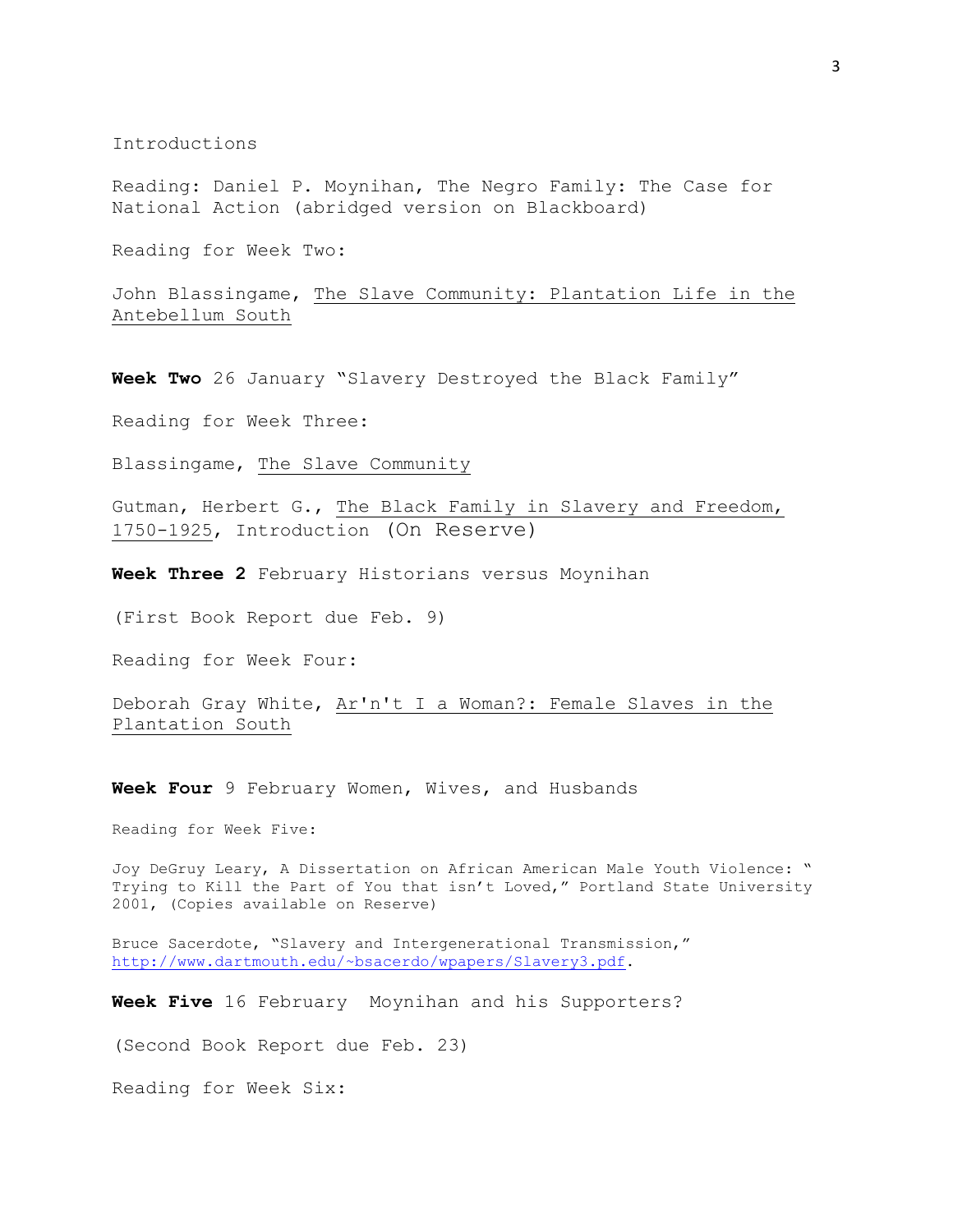Introductions

Reading: Daniel P. Moynihan, The Negro Family: The Case for National Action (abridged version on Blackboard)

Reading for Week Two:

John Blassingame, <u>The Slave Community: Plantation Life in the Antebellum South</u>

**Week Two** 26 January "Slavery Destroyed the Black Family"

Reading for Week Three:

Blassingame, <u>The Slave Community</u>

Gutman, Herbert G., <u>The Black Family in Slavery and Freedom, 1750-1925</u>, Introduction (On Reserve)

**Week Three 2** February Historians versus Moynihan

(First Book Report due Feb. 9)

Reading for Week Four:

Deborah Gray White, <u>Ar'n't I a Woman?: Female Slaves in the Plantation South</u>

**Week Four** 9 February Women, Wives, and Husbands

Reading for Week Five:

Joy DeGruy Leary, A Dissertation on African American Male Youth Violence: " Trying to Kill the Part of You that isn't Loved," Portland State University 2001, (Copies available on Reserve)

Bruce Sacerdote, "Slavery and Intergenerational Transmission," http://www.dartmouth.edu/~bsacerdo/wpapers/Slavery3.pdf.

**Week Five** 16 February Moynihan and his Supporters?

(Second Book Report due Feb. 23)

Reading for Week Six: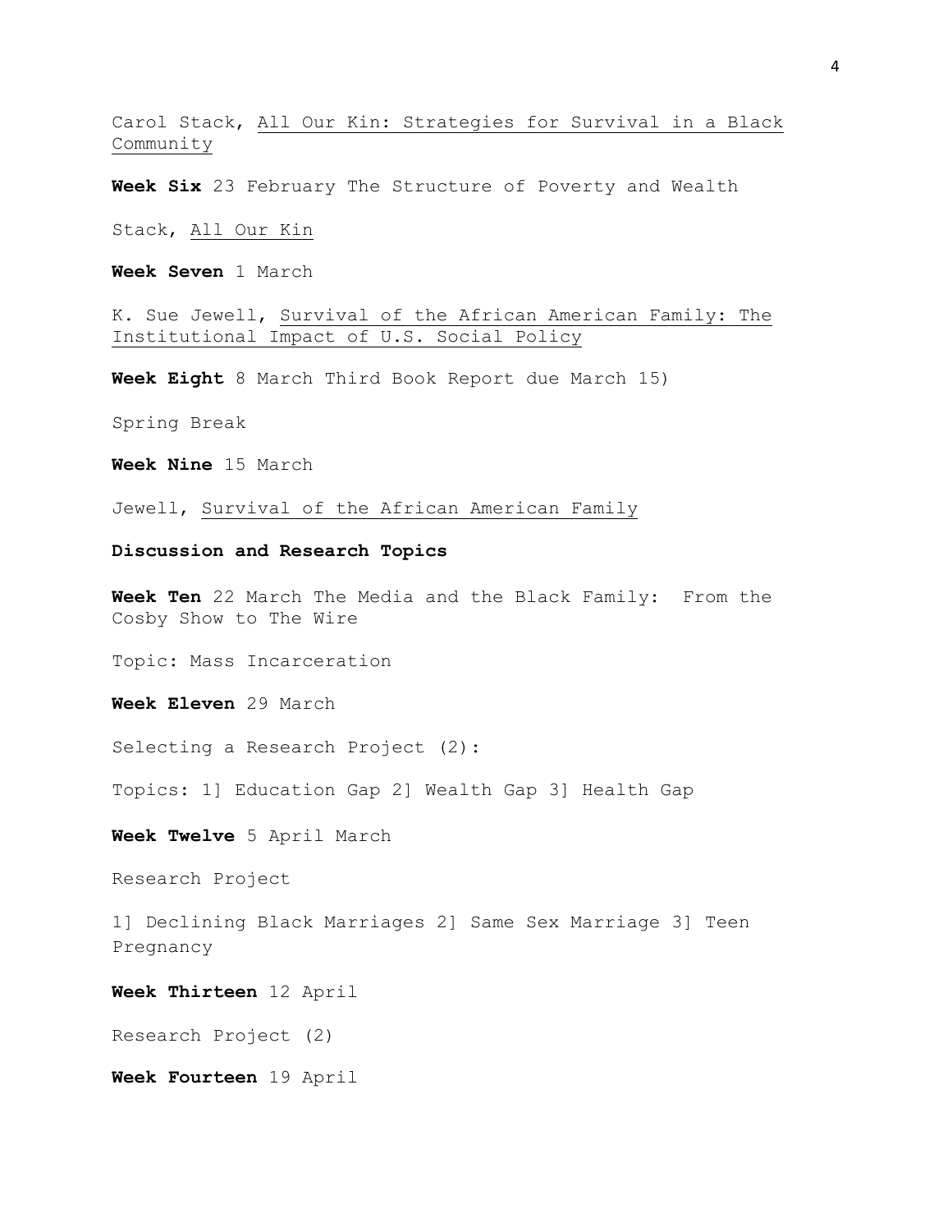Carol Stack, All Our Kin: Strategies for Survival in a Black Community

**Week Six** 23 February The Structure of Poverty and Wealth

Stack, All Our Kin

**Week Seven** 1 March

K. Sue Jewell, Survival of the African American Family: The Institutional Impact of U.S. Social Policy

**Week Eight** 8 March Third Book Report due March 15)

Spring Break

**Week Nine** 15 March

Jewell, Survival of the African American Family

**Discussion and Research Topics**

**Week Ten** 22 March The Media and the Black Family: From the Cosby Show to The Wire

Topic: Mass Incarceration

**Week Eleven** 29 March

Selecting a Research Project (2):

Topics: 1] Education Gap 2] Wealth Gap 3] Health Gap

**Week Twelve** 5 April March

Research Project

1] Declining Black Marriages 2] Same Sex Marriage 3] Teen Pregnancy

**Week Thirteen** 12 April

Research Project (2)

**Week Fourteen** 19 April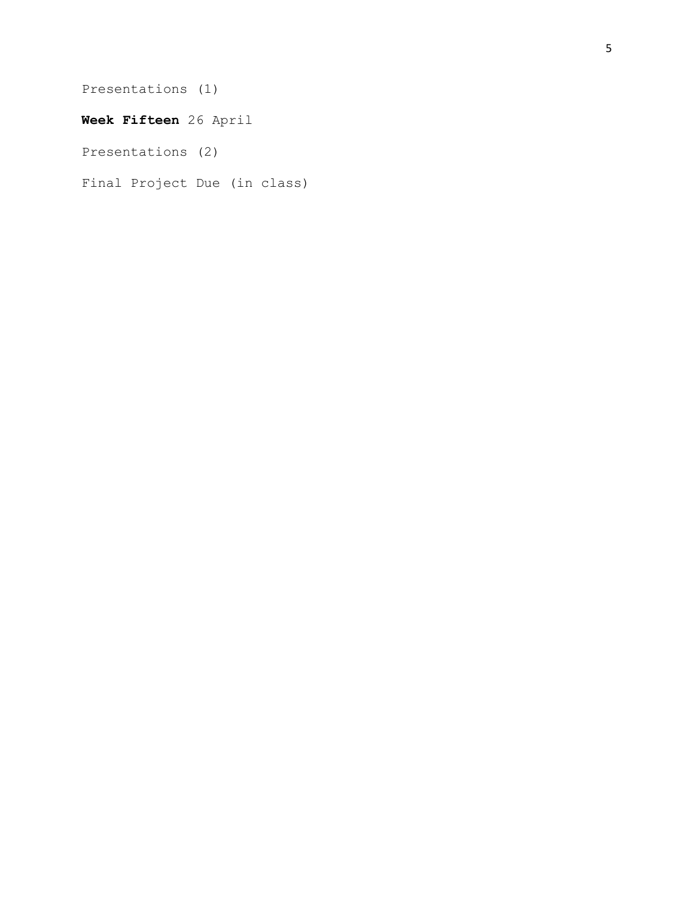Presentations (1)

**Week Fifteen** 26 April

Presentations (2)

Final Project Due (in class)